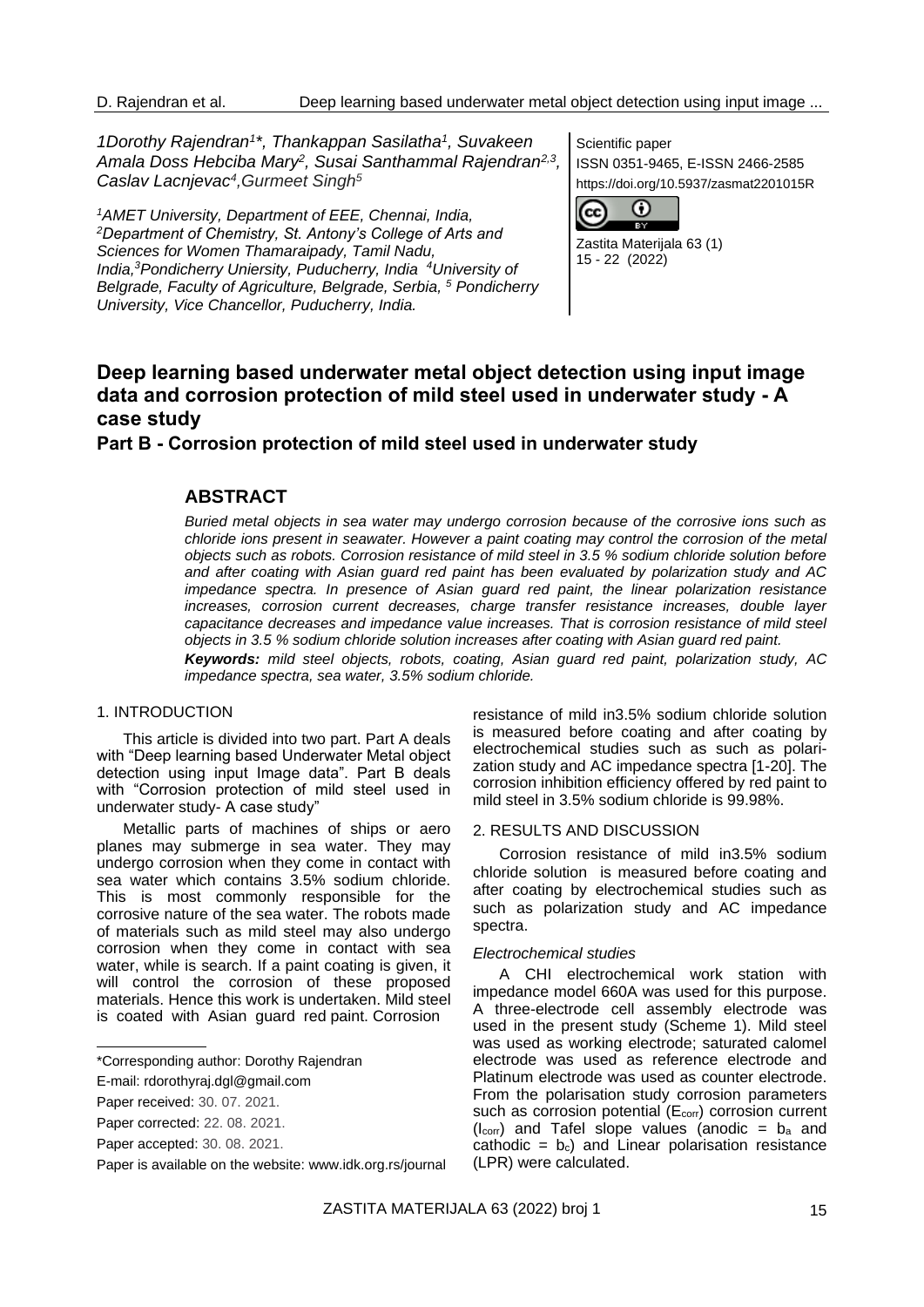1Dorothy Rajendran[1]*, Thankappan Sasilatha[1], Suvakeen Amala Doss Hebciba Mary[2], Susai Santhammal Rajendran[2,3], Caslav Lacnjevac[4],Gurmeet Singh[5]

[1]AMET University, Department of EEE, Chennai, India, [2]Department of Chemistry, St. Antony's College of Arts and Sciences for Women Thamaraipady, Tamil Nadu, India,[3]Pondicherry Uniersity, Puducherry, India [4]University of Belgrade, Faculty of Agriculture, Belgrade, Serbia, [5] Pondicherry University, Vice Chancellor, Puducherry, India.

Scientific paper
ISSN 0351-9465, E-ISSN 2466-2585
https://doi.org/10.5937/zasmat2201015R

# Deep learning based underwater metal object detection using input image data and corrosion protection of mild steel used in underwater study - A case study

## Part B - Corrosion protection of mild steel used in underwater study

## ABSTRACT

*Buried metal objects in sea water may undergo corrosion because of the corrosive ions such as chloride ions present in seawater. However a paint coating may control the corrosion of the metal objects such as robots. Corrosion resistance of mild steel in 3.5 % sodium chloride solution before and after coating with Asian guard red paint has been evaluated by polarization study and AC impedance spectra. In presence of Asian guard red paint, the linear polarization resistance increases, corrosion current decreases, charge transfer resistance increases, double layer capacitance decreases and impedance value increases. That is corrosion resistance of mild steel objects in 3.5 % sodium chloride solution increases after coating with Asian guard red paint.*

***Keywords:*** *mild steel objects, robots, coating, Asian guard red paint, polarization study, AC impedance spectra, sea water, 3.5% sodium chloride.*

### 1. INTRODUCTION

This article is divided into two part. Part A deals with "Deep learning based Underwater Metal object detection using input Image data". Part B deals with "Corrosion protection of mild steel used in underwater study- A case study"

Metallic parts of machines of ships or aero planes may submerge in sea water. They may undergo corrosion when they come in contact with sea water which contains 3.5% sodium chloride. This is most commonly responsible for the corrosive nature of the sea water. The robots made of materials such as mild steel may also undergo corrosion when they come in contact with sea water, while is search. If a paint coating is given, it will control the corrosion of these proposed materials. Hence this work is undertaken. Mild steel is coated with Asian guard red paint. Corrosion resistance of mild in3.5% sodium chloride solution is measured before coating and after coating by electrochemical studies such as such as polarization study and AC impedance spectra [1-20]. The corrosion inhibition efficiency offered by red paint to mild steel in 3.5% sodium chloride is 99.98%.

\*Corresponding author: Dorothy Rajendran

E-mail: rdorothyraj.dgl@gmail.com

Paper received: 30. 07. 2021.

Paper corrected: 22. 08. 2021.

Paper accepted: 30. 08. 2021.

Paper is available on the website: www.idk.org.rs/journal

### 2. RESULTS AND DISCUSSION

Corrosion resistance of mild in3.5% sodium chloride solution is measured before coating and after coating by electrochemical studies such as such as polarization study and AC impedance spectra.

*Electrochemical studies*

A CHI electrochemical work station with impedance model 660A was used for this purpose. A three-electrode cell assembly electrode was used in the present study (Scheme 1). Mild steel was used as working electrode; saturated calomel electrode was used as reference electrode and Platinum electrode was used as counter electrode. From the polarisation study corrosion parameters such as corrosion potential ($E_{corr}$) corrosion current ($I_{corr}$) and Tafel slope values (anodic = $b_a$ and cathodic = $b_c$) and Linear polarisation resistance (LPR) were calculated.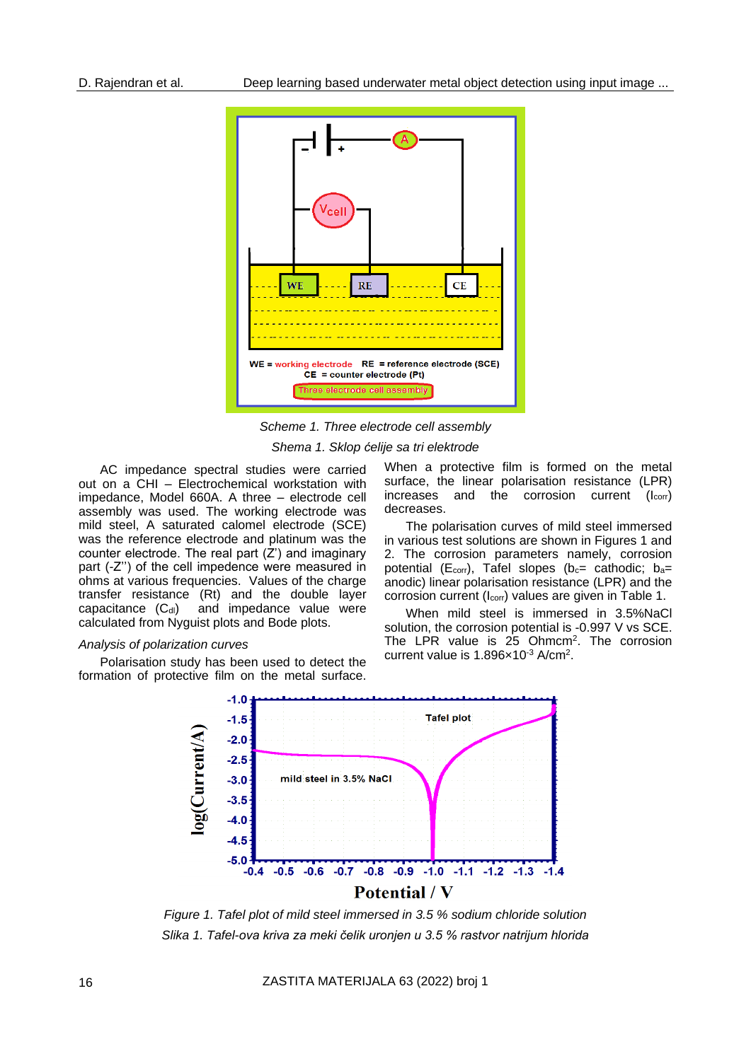Scheme 1. *Three electrode cell assembly*

*Shema 1. Sklop ćelije sa tri elektrode*

AC impedance spectral studies were carried out on a CHI – Electrochemical workstation with impedance, Model 660A. A three – electrode cell assembly was used. The working electrode was mild steel, A saturated calomel electrode (SCE) was the reference electrode and platinum was the counter electrode. The real part (Z') and imaginary part (-Z'') of the cell impedence were measured in ohms at various frequencies. Values of the charge transfer resistance (Rt) and the double layer capacitance ($C_{dl}$) and impedance value were calculated from Nyguist plots and Bode plots.

*Analysis of polarization curves*

Polarisation study has been used to detect the formation of protective film on the metal surface. When a protective film is formed on the metal surface, the linear polarisation resistance (LPR) increases and the corrosion current ($I_{corr}$) decreases.

The polarisation curves of mild steel immersed in various test solutions are shown in Figures 1 and 2. The corrosion parameters namely, corrosion potential ($E_{corr}$), Tafel slopes ($b_c$= cathodic; $b_a$= anodic) linear polarisation resistance (LPR) and the corrosion current ($I_{corr}$) values are given in Table 1.

When mild steel is immersed in 3.5%NaCl solution, the corrosion potential is -0.997 V vs SCE. The LPR value is 25 Ohmcm$^2$. The corrosion current value is $1.896 \times 10^{-3}$ A/cm$^2$.

*Figure 1. Tafel plot of mild steel immersed in 3.5 % sodium chloride solution*

*Slika 1. Tafel-ova kriva za meki čelik uronjen u 3.5 % rastvor natrijum hlorida*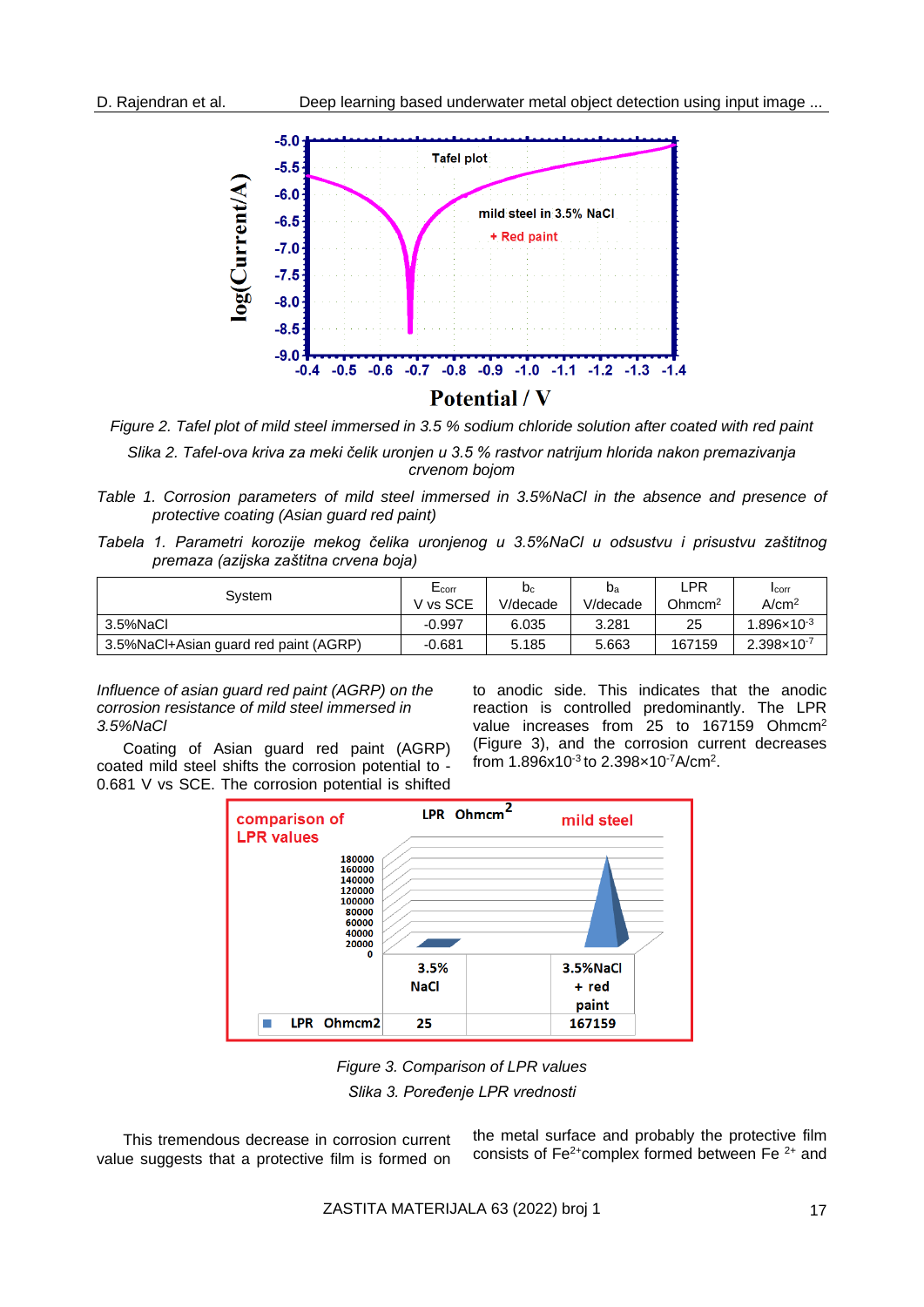Figure 2. Tafel plot of mild steel immersed in 3.5 % sodium chloride solution after coated with red paint

Slika 2. Tafel-ova kriva za meki čelik uronjen u 3.5 % rastvor natrijum hlorida nakon premazivanja crvenom bojom

Table 1. Corrosion parameters of mild steel immersed in 3.5%NaCl in the absence and presence of protective coating (Asian guard red paint)

Tabela 1. Parametri korozije mekog čelika uronjenog u 3.5%NaCl u odsustvu i prisustvu zaštitnog premaza (azijska zaštitna crvena boja)

| System | $E_{corr}$ V vs SCE | $b_c$ V/decade | $b_a$ V/decade | LPR Ohmcm$^2$ | $I_{corr}$ A/cm$^2$ |
|---|---|---|---|---|---|
| 3.5%NaCl | -0.997 | 6.035 | 3.281 | 25 | $1.896\times10^{-3}$ |
| 3.5%NaCl+Asian guard red paint (AGRP) | -0.681 | 5.185 | 5.663 | 167159 | $2.398\times10^{-7}$ |

*Influence of asian guard red paint (AGRP) on the corrosion resistance of mild steel immersed in 3.5%NaCl*

Coating of Asian guard red paint (AGRP) coated mild steel shifts the corrosion potential to -0.681 V vs SCE. The corrosion potential is shifted to anodic side. This indicates that the anodic reaction is controlled predominantly. The LPR value increases from 25 to 167159 Ohmcm$^2$ (Figure 3), and the corrosion current decreases from $1.896\times10^{-3}$ to $2.398\times10^{-7}$A/cm$^2$.

Figure 3. Comparison of LPR values

Slika 3. Poređenje LPR vrednosti

This tremendous decrease in corrosion current value suggests that a protective film is formed on the metal surface and probably the protective film consists of $Fe^{2+}$complex formed between Fe $^{2+}$ and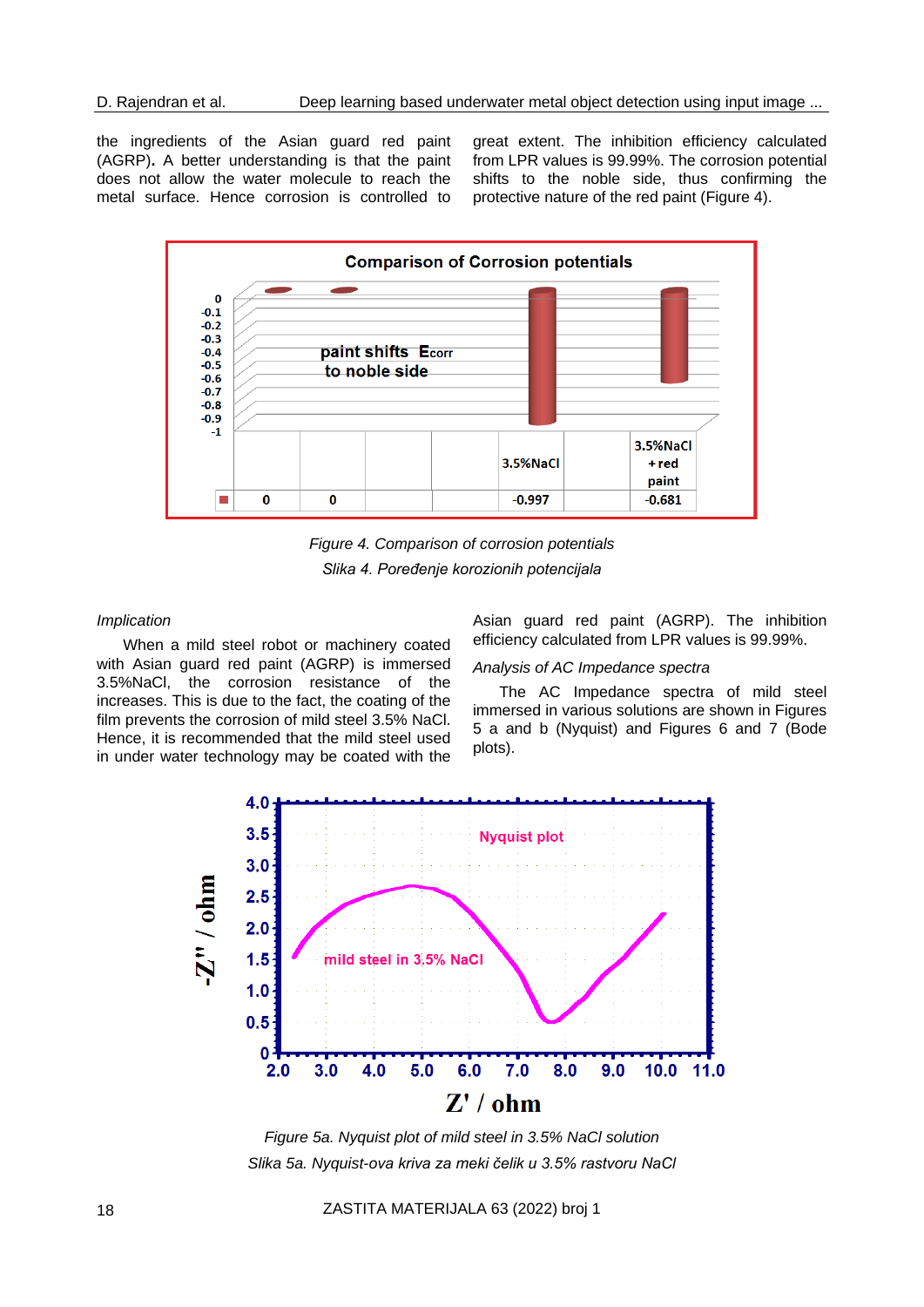the ingredients of the Asian guard red paint (AGRP). A better understanding is that the paint does not allow the water molecule to reach the metal surface. Hence corrosion is controlled to great extent. The inhibition efficiency calculated from LPR values is 99.99%. The corrosion potential shifts to the noble side, thus confirming the protective nature of the red paint (Figure 4).

Figure 4. Comparison of corrosion potentials

Slika 4. Poređenje korozionih potencijala

*Implication*

When a mild steel robot or machinery coated with Asian guard red paint (AGRP) is immersed 3.5%NaCl, the corrosion resistance of the increases. This is due to the fact, the coating of the film prevents the corrosion of mild steel 3.5% NaCl. Hence, it is recommended that the mild steel used in under water technology may be coated with the Asian guard red paint (AGRP). The inhibition efficiency calculated from LPR values is 99.99%.

*Analysis of AC Impedance spectra*

The AC Impedance spectra of mild steel immersed in various solutions are shown in Figures 5 a and b (Nyquist) and Figures 6 and 7 (Bode plots).

Figure 5a. Nyquist plot of mild steel in 3.5% NaCl solution

Slika 5a. Nyquist-ova kriva za meki čelik u 3.5% rastvoru NaCl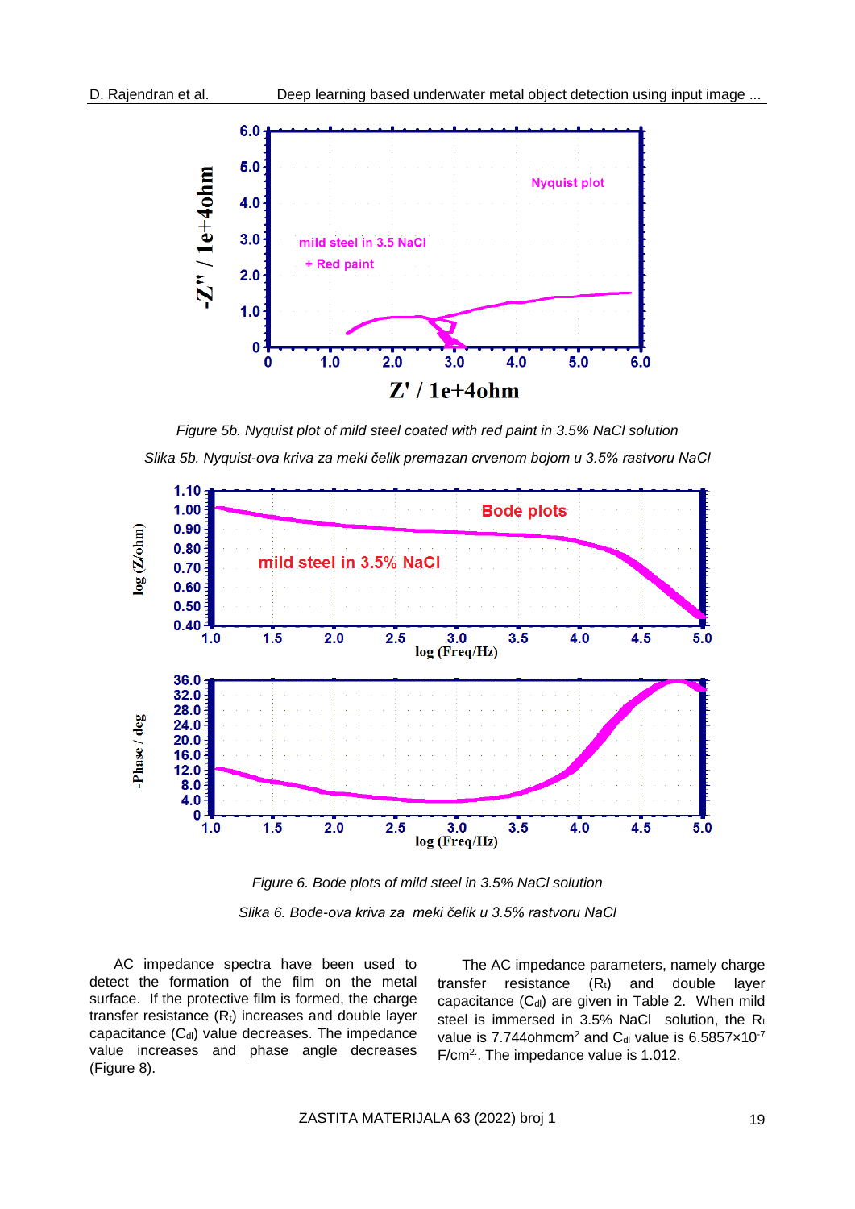*Figure 5b. Nyquist plot of mild steel coated with red paint in 3.5% NaCl solution*

*Slika 5b. Nyquist-ova kriva za meki čelik premazan crvenom bojom u 3.5% rastvoru NaCl*

*Figure 6. Bode plots of mild steel in 3.5% NaCl solution*

*Slika 6. Bode-ova kriva za meki čelik u 3.5% rastvoru NaCl*

AC impedance spectra have been used to detect the formation of the film on the metal surface. If the protective film is formed, the charge transfer resistance ($R_t$) increases and double layer capacitance ($C_{dl}$) value decreases. The impedance value increases and phase angle decreases (Figure 8).

The AC impedance parameters, namely charge transfer resistance ($R_t$) and double layer capacitance ($C_{dl}$) are given in Table 2. When mild steel is immersed in 3.5% NaCl solution, the $R_t$ value is 7.744ohmcm$^2$ and $C_{dl}$ value is $6.5857 \times 10^{-7}$ F/cm$^2$. The impedance value is 1.012.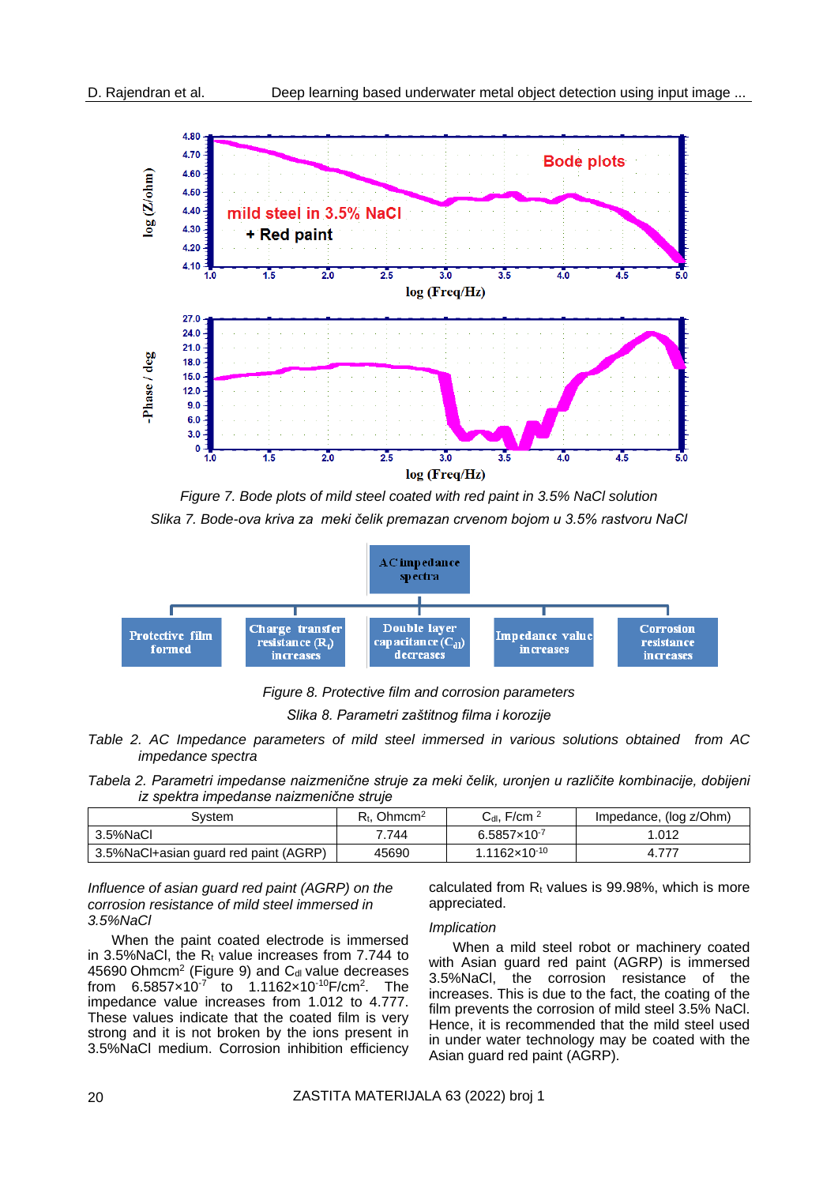Figure 7. Bode plots of mild steel coated with red paint in 3.5% NaCl solution

Slika 7. Bode-ova kriva za meki čelik premazan crvenom bojom u 3.5% rastvoru NaCl

Figure 8. Protective film and corrosion parameters

Slika 8. Parametri zaštitnog filma i korozije

*Table 2. AC Impedance parameters of mild steel immersed in various solutions obtained from AC impedance spectra*

*Tabela 2. Parametri impedanse naizmenične struje za meki čelik, uronjen u različite kombinacije, dobijeni iz spektra impedanse naizmenične struje*

| System | $R_t$, Ohmcm$^2$ | $C_{dl}$, F/cm $^2$ | Impedance, (log z/Ohm) |
|---|---|---|---|
| 3.5%NaCl | 7.744 | $6.5857\times10^{-7}$ | 1.012 |
| 3.5%NaCl+asian guard red paint (AGRP) | 45690 | $1.1162\times10^{-10}$ | 4.777 |

*Influence of asian guard red paint (AGRP) on the corrosion resistance of mild steel immersed in 3.5%NaCl*

When the paint coated electrode is immersed in 3.5%NaCl, the $R_t$ value increases from 7.744 to 45690 Ohmcm$^2$ (Figure 9) and $C_{dl}$ value decreases from $6.5857\times10^{-7}$ to $1.1162\times10^{-10}$F/cm$^2$. The impedance value increases from 1.012 to 4.777. These values indicate that the coated film is very strong and it is not broken by the ions present in 3.5%NaCl medium. Corrosion inhibition efficiency calculated from $R_t$ values is 99.98%, which is more appreciated.

*Implication*

When a mild steel robot or machinery coated with Asian guard red paint (AGRP) is immersed 3.5%NaCl, the corrosion resistance of the increases. This is due to the fact, the coating of the film prevents the corrosion of mild steel 3.5% NaCl. Hence, it is recommended that the mild steel used in under water technology may be coated with the Asian guard red paint (AGRP).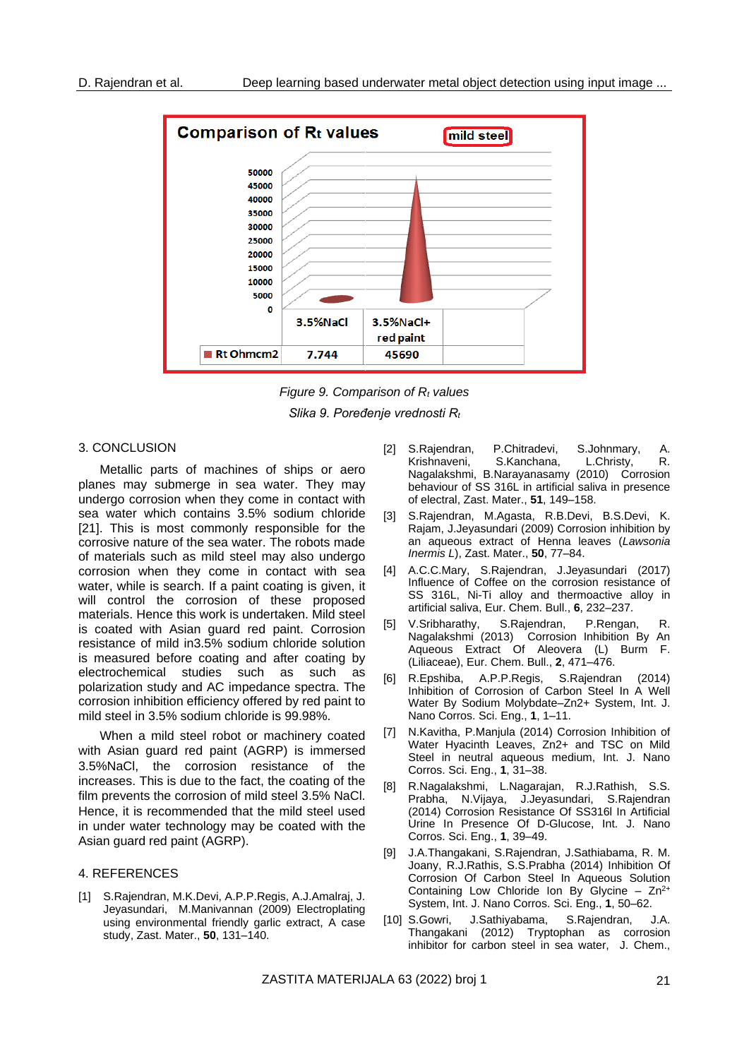Comparison of Rt values

mild steel

| | 3.5%NaCl | 3.5%NaCl+ red paint |
|---|---|---|
| Rt Ohmcm2 | 7.744 | 45690 |

*Figure 9. Comparison of $R_t$ values*

*Slika 9. Poređenje vrednosti $R_t$*

## 3. CONCLUSION

Metallic parts of machines of ships or aero planes may submerge in sea water. They may undergo corrosion when they come in contact with sea water which contains 3.5% sodium chloride [21]. This is most commonly responsible for the corrosive nature of the sea water. The robots made of materials such as mild steel may also undergo corrosion when they come in contact with sea water, while is search. If a paint coating is given, it will control the corrosion of these proposed materials. Hence this work is undertaken. Mild steel is coated with Asian guard red paint. Corrosion resistance of mild in3.5% sodium chloride solution is measured before coating and after coating by electrochemical studies such as such as polarization study and AC impedance spectra. The corrosion inhibition efficiency offered by red paint to mild steel in 3.5% sodium chloride is 99.98%.

When a mild steel robot or machinery coated with Asian guard red paint (AGRP) is immersed 3.5%NaCl, the corrosion resistance of the increases. This is due to the fact, the coating of the film prevents the corrosion of mild steel 3.5% NaCl. Hence, it is recommended that the mild steel used in under water technology may be coated with the Asian guard red paint (AGRP).

## 4. REFERENCES

[1] S.Rajendran, M.K.Devi, A.P.P.Regis, A.J.Amalraj, J. Jeyasundari, M.Manivannan (2009) Electroplating using environmental friendly garlic extract, A case study, Zast. Mater., **50**, 131–140.

[2] S.Rajendran, P.Chitradevi, S.Johnmary, A. Krishnaveni, S.Kanchana, L.Christy, R. Nagalakshmi, B.Narayanasamy (2010) Corrosion behaviour of SS 316L in artificial saliva in presence of electral, Zast. Mater., **51**, 149–158.

[3] S.Rajendran, M.Agasta, R.B.Devi, B.S.Devi, K. Rajam, J.Jeyasundari (2009) Corrosion inhibition by an aqueous extract of Henna leaves (*Lawsonia Inermis L*), Zast. Mater., **50**, 77–84.

[4] A.C.C.Mary, S.Rajendran, J.Jeyasundari (2017) Influence of Coffee on the corrosion resistance of SS 316L, Ni-Ti alloy and thermoactive alloy in artificial saliva, Eur. Chem. Bull., **6**, 232–237.

[5] V.Sribharathy, S.Rajendran, P.Rengan, R. Nagalakshmi (2013) Corrosion Inhibition By An Aqueous Extract Of Aleovera (L) Burm F. (Liliaceae), Eur. Chem. Bull., **2**, 471–476.

[6] R.Epshiba, A.P.P.Regis, S.Rajendran (2014) Inhibition of Corrosion of Carbon Steel In A Well Water By Sodium Molybdate–Zn2+ System, Int. J. Nano Corros. Sci. Eng., **1**, 1–11.

[7] N.Kavitha, P.Manjula (2014) Corrosion Inhibition of Water Hyacinth Leaves, Zn2+ and TSC on Mild Steel in neutral aqueous medium, Int. J. Nano Corros. Sci. Eng., **1**, 31–38.

[8] R.Nagalakshmi, L.Nagarajan, R.J.Rathish, S.S. Prabha, N.Vijaya, J.Jeyasundari, S.Rajendran (2014) Corrosion Resistance Of SS316l In Artificial Urine In Presence Of D-Glucose, Int. J. Nano Corros. Sci. Eng., **1**, 39–49.

[9] J.A.Thangakani, S.Rajendran, J.Sathiabama, R. M. Joany, R.J.Rathis, S.S.Prabha (2014) Inhibition Of Corrosion Of Carbon Steel In Aqueous Solution Containing Low Chloride Ion By Glycine – $Zn^{2+}$ System, Int. J. Nano Corros. Sci. Eng., **1**, 50–62.

[10] S.Gowri, J.Sathiyabama, S.Rajendran, J.A. Thangakani (2012) Tryptophan as corrosion inhibitor for carbon steel in sea water, J. Chem.,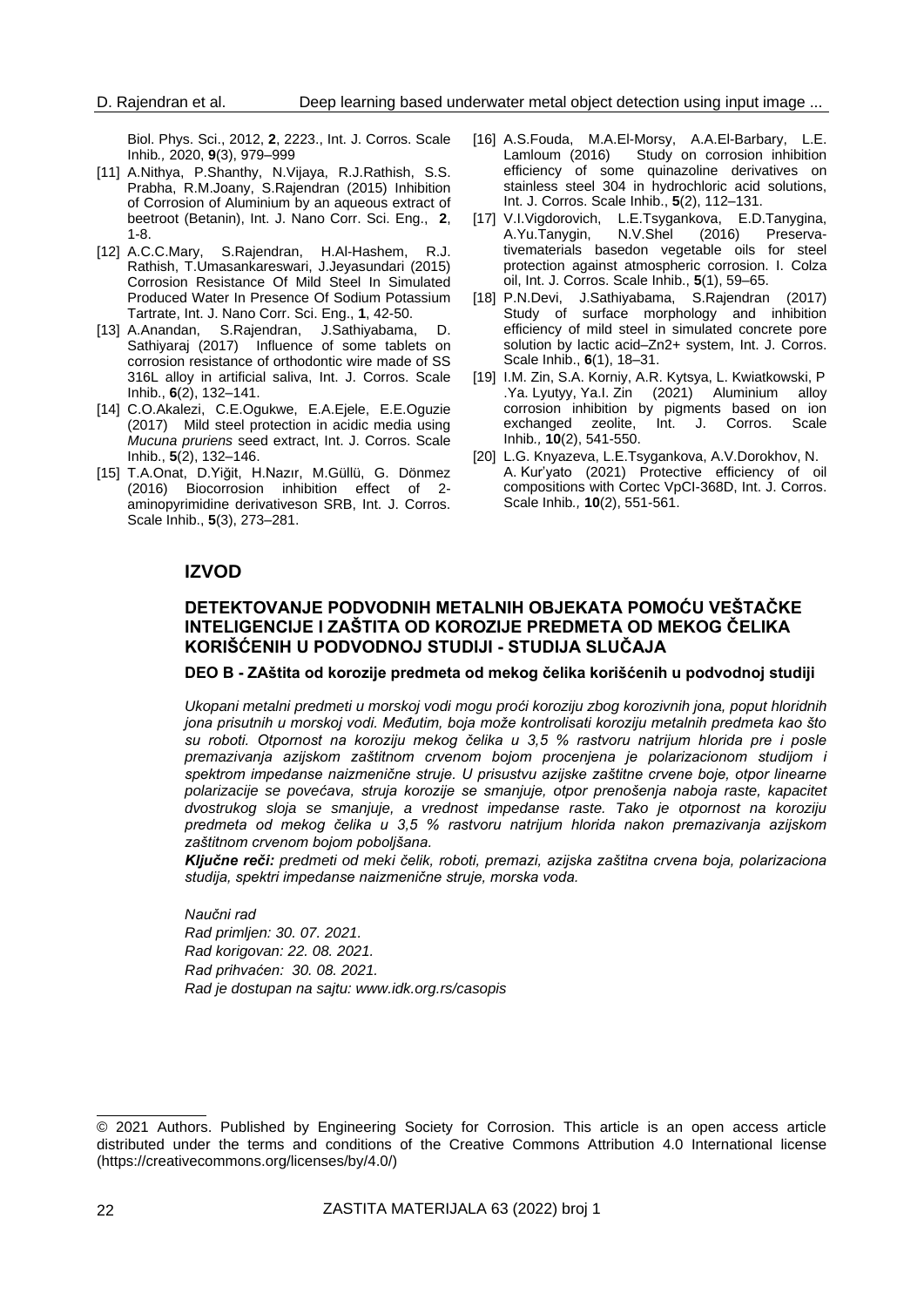Biol. Phys. Sci., 2012, **2**, 2223., Int. J. Corros. Scale Inhib., 2020, **9**(3), 979–999

[11] A.Nithya, P.Shanthy, N.Vijaya, R.J.Rathish, S.S. Prabha, R.M.Joany, S.Rajendran (2015) Inhibition of Corrosion of Aluminium by an aqueous extract of beetroot (Betanin), Int. J. Nano Corr. Sci. Eng., **2**, 1-8.

[12] A.C.C.Mary, S.Rajendran, H.Al-Hashem, R.J. Rathish, T.Umasankareswari, J.Jeyasundari (2015) Corrosion Resistance Of Mild Steel In Simulated Produced Water In Presence Of Sodium Potassium Tartrate, Int. J. Nano Corr. Sci. Eng., **1**, 42-50.

[13] A.Anandan, S.Rajendran, J.Sathiyabama, D. Sathiyaraj (2017) Influence of some tablets on corrosion resistance of orthodontic wire made of SS 316L alloy in artificial saliva, Int. J. Corros. Scale Inhib., **6**(2), 132–141.

[14] C.O.Akalezi, C.E.Ogukwe, E.A.Ejele, E.E.Oguzie (2017) Mild steel protection in acidic media using *Mucuna pruriens* seed extract, Int. J. Corros. Scale Inhib., **5**(2), 132–146.

[15] T.A.Onat, D.Yiğit, H.Nazır, M.Güllü, G. Dönmez (2016) Biocorrosion inhibition effect of 2-aminopyrimidine derivativeson SRB, Int. J. Corros. Scale Inhib., **5**(3), 273–281.

[16] A.S.Fouda, M.A.El-Morsy, A.A.El-Barbary, L.E. Lamloum (2016) Study on corrosion inhibition efficiency of some quinazoline derivatives on stainless steel 304 in hydrochloric acid solutions, Int. J. Corros. Scale Inhib., **5**(2), 112–131.

[17] V.I.Vigdorovich, L.E.Tsygankova, E.D.Tanygina, A.Yu.Tanygin, N.V.Shel (2016) Preservativematerials basedon vegetable oils for steel protection against atmospheric corrosion. I. Colza oil, Int. J. Corros. Scale Inhib., **5**(1), 59–65.

[18] P.N.Devi, J.Sathiyabama, S.Rajendran (2017) Study of surface morphology and inhibition efficiency of mild steel in simulated concrete pore solution by lactic acid–Zn2+ system, Int. J. Corros. Scale Inhib., **6**(1), 18–31.

[19] I.M. Zin, S.A. Korniy, A.R. Kytsya, L. Kwiatkowski, P .Ya. Lyutyy, Ya.I. Zin (2021) Aluminium alloy corrosion inhibition by pigments based on ion exchanged zeolite, Int. J. Corros. Scale Inhib., **10**(2), 541-550.

[20] L.G. Knyazeva, L.E.Tsygankova, A.V.Dorokhov, N. A. Kur'yato (2021) Protective efficiency of oil compositions with Cortec VpCI-368D, Int. J. Corros. Scale Inhib., **10**(2), 551-561.

## IZVOD

### DETEKTOVANJE PODVODNIH METALNIH OBJEKATA POMOĆU VEŠTAČKE INTELIGENCIJE I ZAŠTITA OD KOROZIJE PREDMETA OD MEKOG ČELIKA KORIŠĆENIH U PODVODNOJ STUDIJI - STUDIJA SLUČAJA

**DEO B - ZAštita od korozije predmeta od mekog čelika korišćenih u podvodnoj studiji**

*Ukopani metalni predmeti u morskoj vodi mogu proći koroziju zbog korozivnih jona, poput hloridnih jona prisutnih u morskoj vodi. Međutim, boja može kontrolisati koroziju metalnih predmeta kao što su roboti. Otpornost na koroziju mekog čelika u 3,5 % rastvoru natrijum hlorida pre i posle premazivanja azijskom zaštitnom crvenom bojom procenjena je polarizacionom studijom i spektrom impedanse naizmenične struje. U prisustvu azijske zaštitne crvene boje, otpor linearne polarizacije se povećava, struja korozije se smanjuje, otpor prenošenja naboja raste, kapacitet dvostrukog sloja se smanjuje, a vrednost impedanse raste. Tako je otpornost na koroziju predmeta od mekog čelika u 3,5 % rastvoru natrijum hlorida nakon premazivanja azijskom zaštitnom crvenom bojom poboljšana.*

***Ključne reči:*** *predmeti od meki čelik, roboti, premazi, azijska zaštitna crvena boja, polarizaciona studija, spektri impedanse naizmenične struje, morska voda.*

*Naučni rad*
*Rad primljen: 30. 07. 2021.*
*Rad korigovan: 22. 08. 2021.*
*Rad prihvaćen: 30. 08. 2021.*
*Rad je dostupan na sajtu: www.idk.org.rs/casopis*

© 2021 Authors. Published by Engineering Society for Corrosion. This article is an open access article distributed under the terms and conditions of the Creative Commons Attribution 4.0 International license (https://creativecommons.org/licenses/by/4.0/)